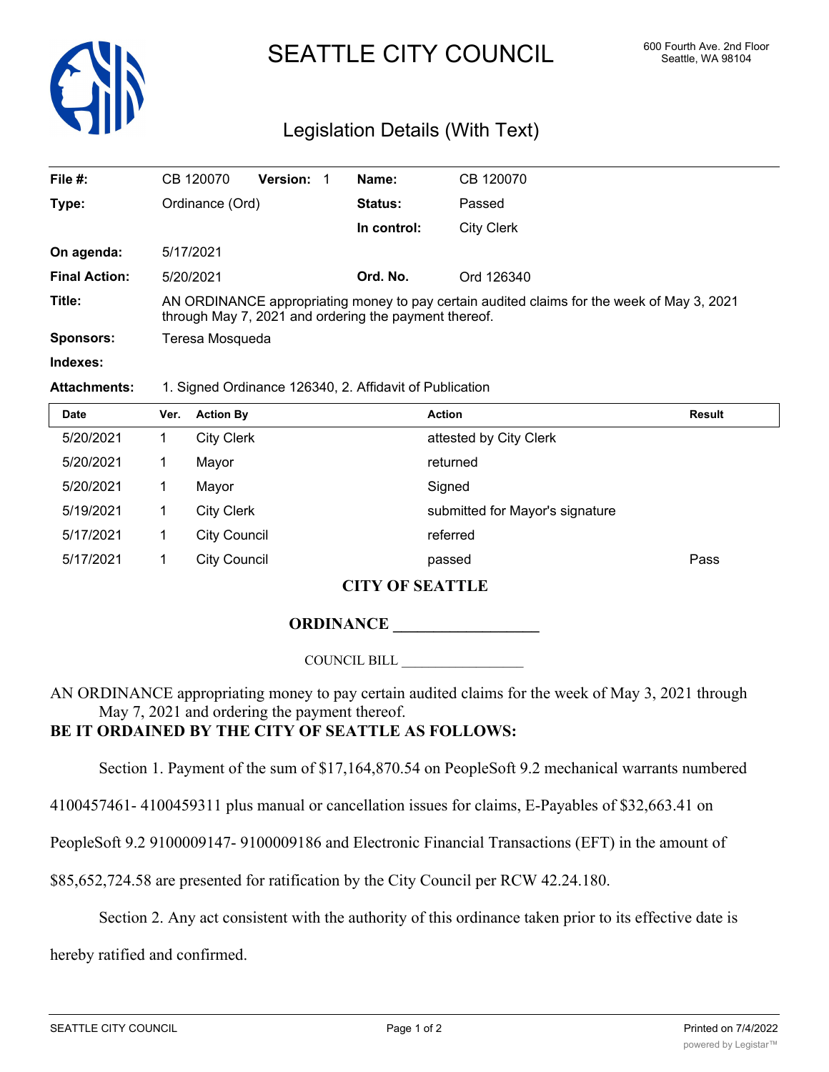# SEATTLE CITY COUNCIL

600 Fourth Ave. 2nd Floor
Seattle, WA 98104

## Legislation Details (With Text)

| | | | |
|---|---|---|---|
| **File #:** | CB 120070 **Version:** 1 | **Name:** | CB 120070 |
| **Type:** | Ordinance (Ord) | **Status:** | Passed |
| | | **In control:** | City Clerk |
| **On agenda:** | 5/17/2021 | | |
| **Final Action:** | 5/20/2021 | **Ord. No.** | Ord 126340 |
| **Title:** | AN ORDINANCE appropriating money to pay certain audited claims for the week of May 3, 2021 through May 7, 2021 and ordering the payment thereof. | | |
| **Sponsors:** | Teresa Mosqueda | | |
| **Indexes:** | | | |
| **Attachments:** | 1. Signed Ordinance 126340, 2. Affidavit of Publication | | |

| Date | Ver. | Action By | Action | Result |
|---|---|---|---|---|
| 5/20/2021 | 1 | City Clerk | attested by City Clerk | |
| 5/20/2021 | 1 | Mayor | returned | |
| 5/20/2021 | 1 | Mayor | Signed | |
| 5/19/2021 | 1 | City Clerk | submitted for Mayor's signature | |
| 5/17/2021 | 1 | City Council | referred | |
| 5/17/2021 | 1 | City Council | passed | Pass |

**CITY OF SEATTLE**

**ORDINANCE __________________**

COUNCIL BILL __________________

AN ORDINANCE appropriating money to pay certain audited claims for the week of May 3, 2021 through May 7, 2021 and ordering the payment thereof.

**BE IT ORDAINED BY THE CITY OF SEATTLE AS FOLLOWS:**

Section 1. Payment of the sum of $17,164,870.54 on PeopleSoft 9.2 mechanical warrants numbered 4100457461- 4100459311 plus manual or cancellation issues for claims, E-Payables of $32,663.41 on PeopleSoft 9.2 9100009147- 9100009186 and Electronic Financial Transactions (EFT) in the amount of $85,652,724.58 are presented for ratification by the City Council per RCW 42.24.180.

Section 2. Any act consistent with the authority of this ordinance taken prior to its effective date is hereby ratified and confirmed.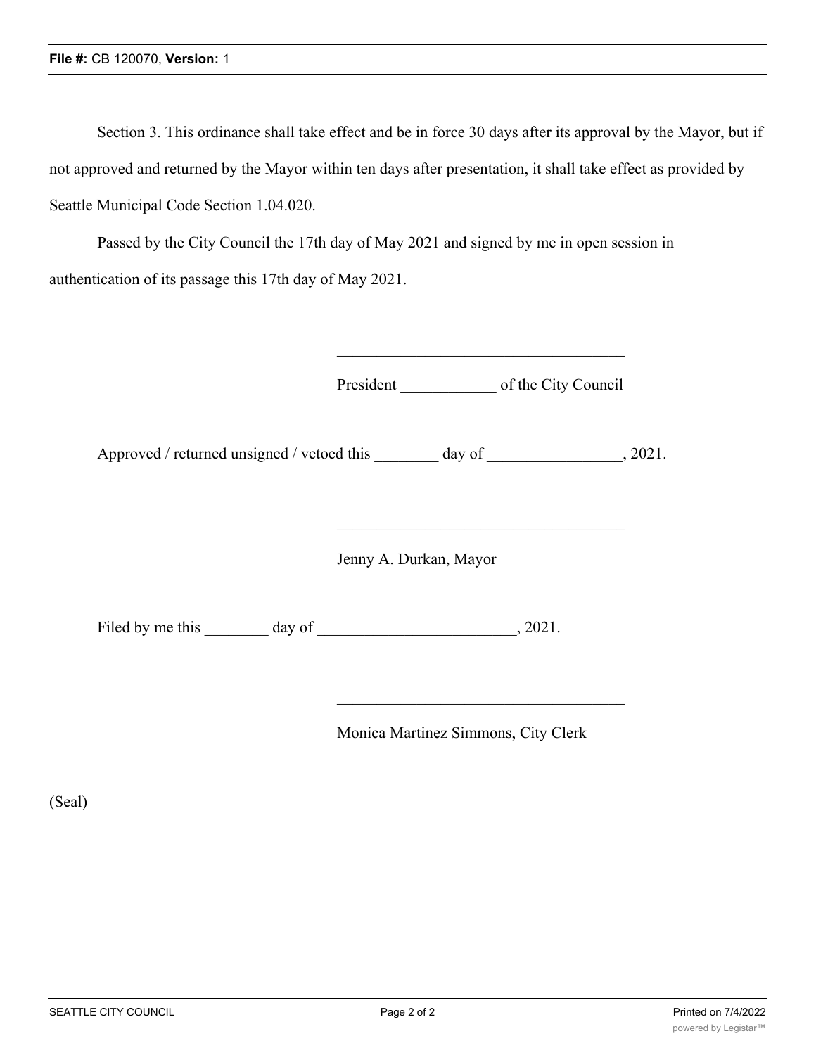Section 3. This ordinance shall take effect and be in force 30 days after its approval by the Mayor, but if not approved and returned by the Mayor within ten days after presentation, it shall take effect as provided by Seattle Municipal Code Section 1.04.020.

Passed by the City Council the 17th day of May 2021 and signed by me in open session in authentication of its passage this 17th day of May 2021.

____________________________________

President ____________ of the City Council

Approved / returned unsigned / vetoed this ________ day of _________________, 2021.

____________________________________

Jenny A. Durkan, Mayor

Filed by me this ________ day of _________________________, 2021.

____________________________________

Monica Martinez Simmons, City Clerk

(Seal)